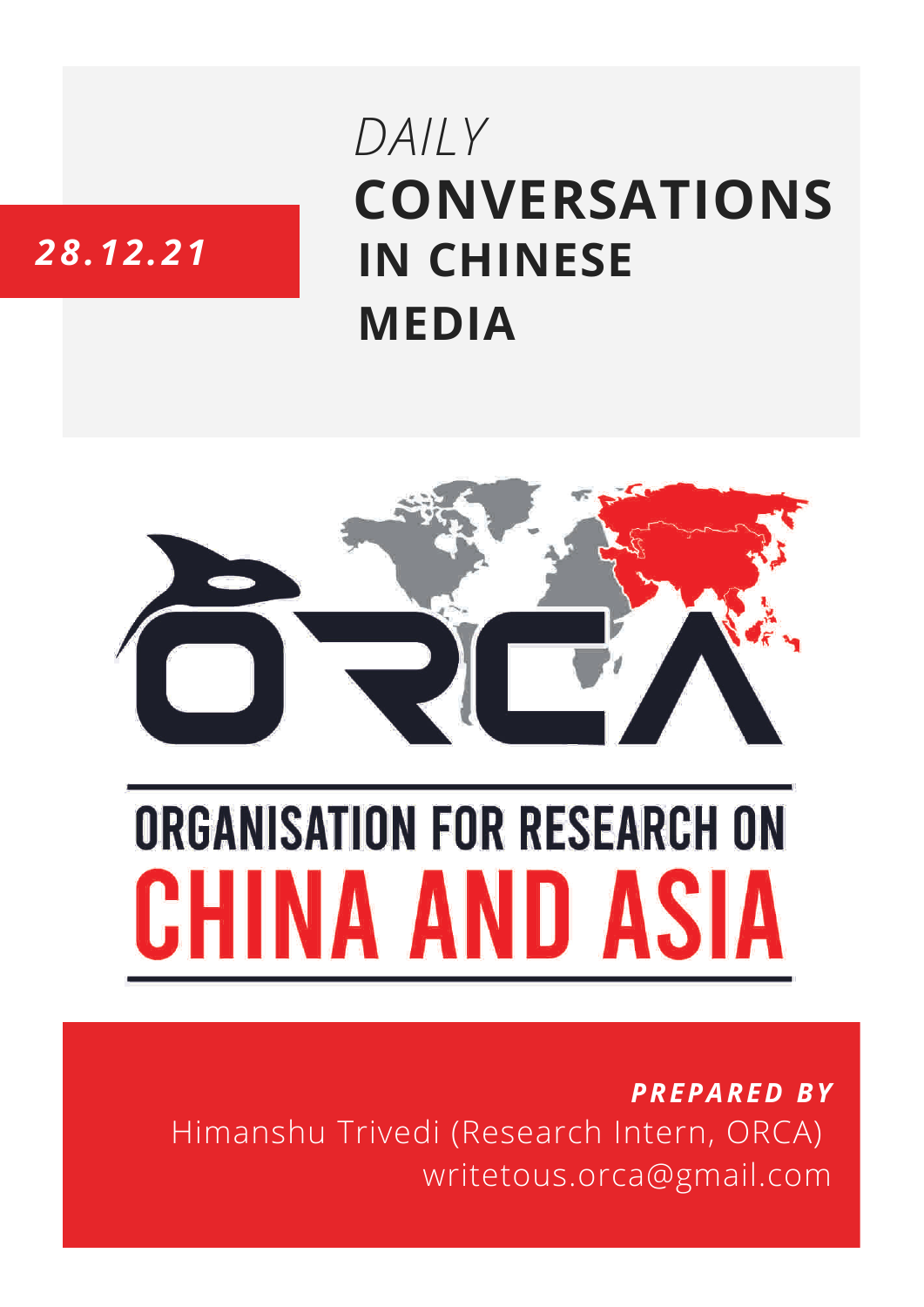*28.12.21*

# *DAILY* CONVERSATIONS IN CHINESE MEDIA

ORCA

ORGANISATION FOR RESEARCH ON CHINA AND ASIA

***PREPARED BY***

Himanshu Trivedi (Research Intern, ORCA)

writetous.orca@gmail.com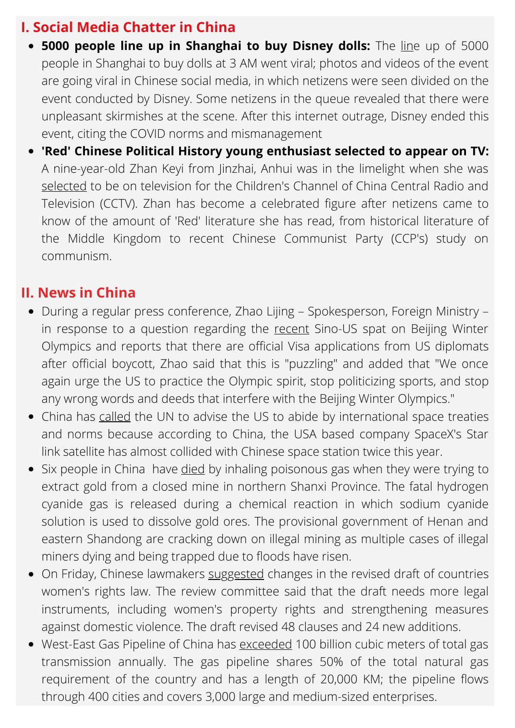## I. Social Media Chatter in China

- **5000 people line up in Shanghai to buy Disney dolls:** The line up of 5000 people in Shanghai to buy dolls at 3 AM went viral; photos and videos of the event are going viral in Chinese social media, in which netizens were seen divided on the event conducted by Disney. Some netizens in the queue revealed that there were unpleasant skirmishes at the scene. After this internet outrage, Disney ended this event, citing the COVID norms and mismanagement
- **'Red' Chinese Political History young enthusiast selected to appear on TV:** A nine-year-old Zhan Keyi from Jinzhai, Anhui was in the limelight when she was selected to be on television for the Children's Channel of China Central Radio and Television (CCTV). Zhan has become a celebrated figure after netizens came to know of the amount of 'Red' literature she has read, from historical literature of the Middle Kingdom to recent Chinese Communist Party (CCP's) study on communism.

## II. News in China

- During a regular press conference, Zhao Lijing – Spokesperson, Foreign Ministry – in response to a question regarding the recent Sino-US spat on Beijing Winter Olympics and reports that there are official Visa applications from US diplomats after official boycott, Zhao said that this is "puzzling" and added that "We once again urge the US to practice the Olympic spirit, stop politicizing sports, and stop any wrong words and deeds that interfere with the Beijing Winter Olympics."
- China has called the UN to advise the US to abide by international space treaties and norms because according to China, the USA based company SpaceX's Star link satellite has almost collided with Chinese space station twice this year.
- Six people in China have died by inhaling poisonous gas when they were trying to extract gold from a closed mine in northern Shanxi Province. The fatal hydrogen cyanide gas is released during a chemical reaction in which sodium cyanide solution is used to dissolve gold ores. The provisional government of Henan and eastern Shandong are cracking down on illegal mining as multiple cases of illegal miners dying and being trapped due to floods have risen.
- On Friday, Chinese lawmakers suggested changes in the revised draft of countries women's rights law. The review committee said that the draft needs more legal instruments, including women's property rights and strengthening measures against domestic violence. The draft revised 48 clauses and 24 new additions.
- West-East Gas Pipeline of China has exceeded 100 billion cubic meters of total gas transmission annually. The gas pipeline shares 50% of the total natural gas requirement of the country and has a length of 20,000 KM; the pipeline flows through 400 cities and covers 3,000 large and medium-sized enterprises.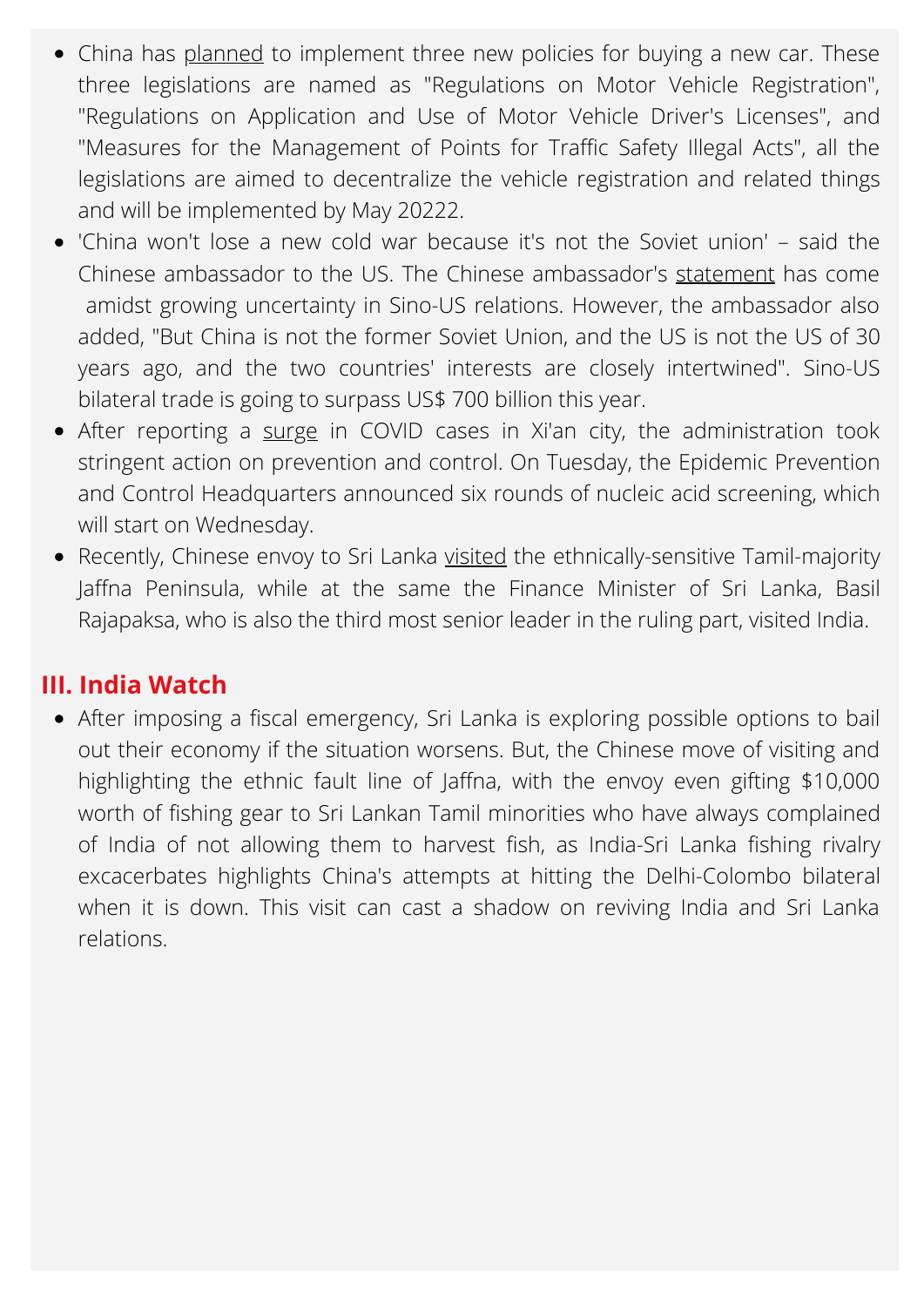- China has planned to implement three new policies for buying a new car. These three legislations are named as "Regulations on Motor Vehicle Registration", "Regulations on Application and Use of Motor Vehicle Driver's Licenses", and "Measures for the Management of Points for Traffic Safety Illegal Acts", all the legislations are aimed to decentralize the vehicle registration and related things and will be implemented by May 20222.
- 'China won't lose a new cold war because it's not the Soviet union' – said the Chinese ambassador to the US. The Chinese ambassador's statement has come amidst growing uncertainty in Sino-US relations. However, the ambassador also added, "But China is not the former Soviet Union, and the US is not the US of 30 years ago, and the two countries' interests are closely intertwined". Sino-US bilateral trade is going to surpass US$ 700 billion this year.
- After reporting a surge in COVID cases in Xi'an city, the administration took stringent action on prevention and control. On Tuesday, the Epidemic Prevention and Control Headquarters announced six rounds of nucleic acid screening, which will start on Wednesday.
- Recently, Chinese envoy to Sri Lanka visited the ethnically-sensitive Tamil-majority Jaffna Peninsula, while at the same the Finance Minister of Sri Lanka, Basil Rajapaksa, who is also the third most senior leader in the ruling part, visited India.

## III. India Watch

- After imposing a fiscal emergency, Sri Lanka is exploring possible options to bail out their economy if the situation worsens. But, the Chinese move of visiting and highlighting the ethnic fault line of Jaffna, with the envoy even gifting $10,000 worth of fishing gear to Sri Lankan Tamil minorities who have always complained of India of not allowing them to harvest fish, as India-Sri Lanka fishing rivalry excacerbates highlights China's attempts at hitting the Delhi-Colombo bilateral when it is down. This visit can cast a shadow on reviving India and Sri Lanka relations.